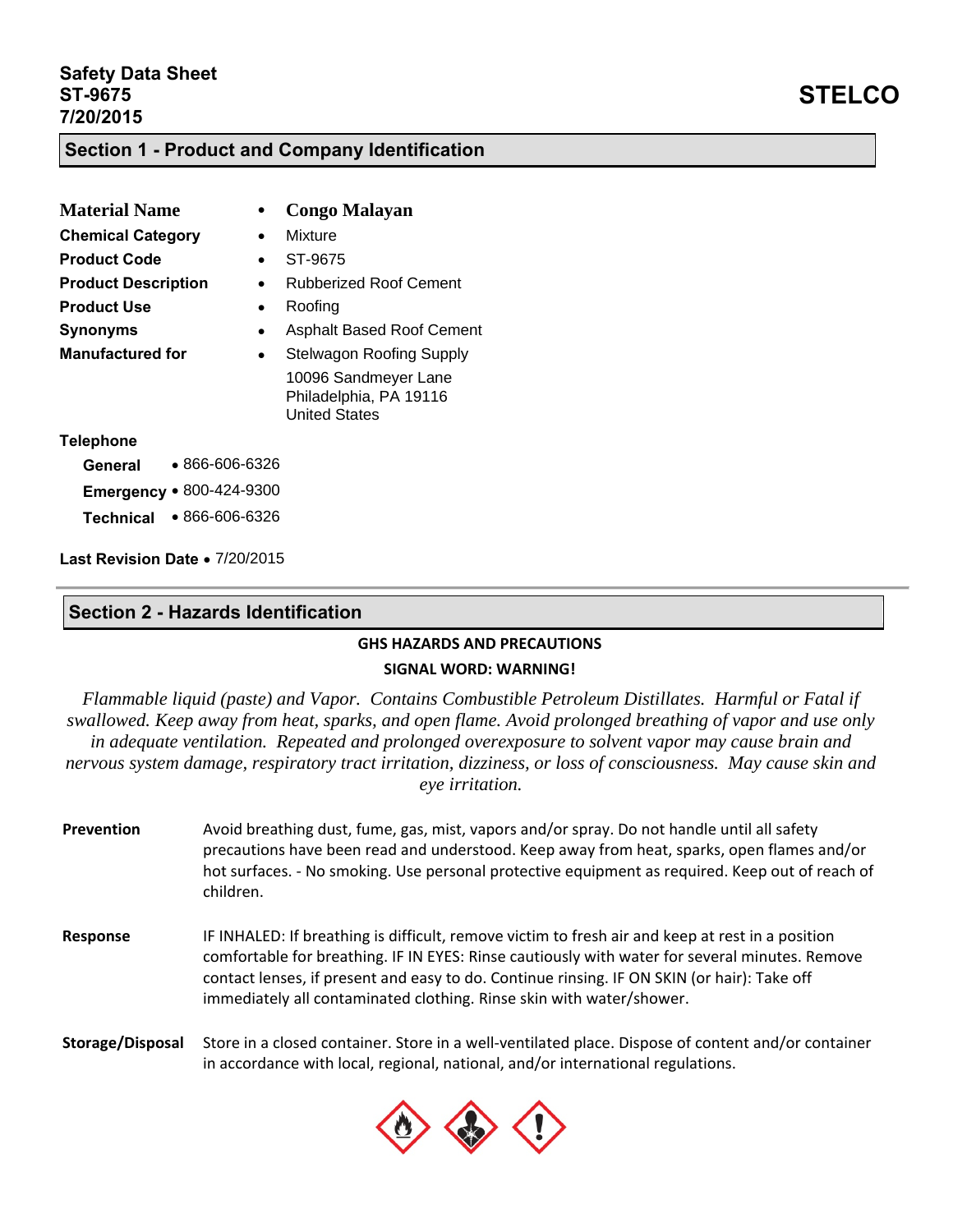**Safety Data Sheet**
**ST-9675**
**7/20/2015**

**STELCO**

## Section 1 - Product and Company Identification

| | | |
|---|---|---|
| **Material Name** | • | **Congo Malayan** |
| **Chemical Category** | • | Mixture |
| **Product Code** | • | ST-9675 |
| **Product Description** | • | Rubberized Roof Cement |
| **Product Use** | • | Roofing |
| **Synonyms** | • | Asphalt Based Roof Cement |
| **Manufactured for** | • | Stelwagon Roofing Supply<br>10096 Sandmeyer Lane<br>Philadelphia, PA 19116<br>United States |

**Telephone**

- **General** • 866-606-6326
- **Emergency** • 800-424-9300
- **Technical** • 866-606-6326

**Last Revision Date** • 7/20/2015

## Section 2 - Hazards Identification

**GHS HAZARDS AND PRECAUTIONS**

**SIGNAL WORD: WARNING!**

*Flammable liquid (paste) and Vapor. Contains Combustible Petroleum Distillates. Harmful or Fatal if swallowed. Keep away from heat, sparks, and open flame. Avoid prolonged breathing of vapor and use only in adequate ventilation. Repeated and prolonged overexposure to solvent vapor may cause brain and nervous system damage, respiratory tract irritation, dizziness, or loss of consciousness. May cause skin and eye irritation.*

**Prevention** Avoid breathing dust, fume, gas, mist, vapors and/or spray. Do not handle until all safety precautions have been read and understood. Keep away from heat, sparks, open flames and/or hot surfaces. - No smoking. Use personal protective equipment as required. Keep out of reach of children.

**Response** IF INHALED: If breathing is difficult, remove victim to fresh air and keep at rest in a position comfortable for breathing. IF IN EYES: Rinse cautiously with water for several minutes. Remove contact lenses, if present and easy to do. Continue rinsing. IF ON SKIN (or hair): Take off immediately all contaminated clothing. Rinse skin with water/shower.

**Storage/Disposal** Store in a closed container. Store in a well-ventilated place. Dispose of content and/or container in accordance with local, regional, national, and/or international regulations.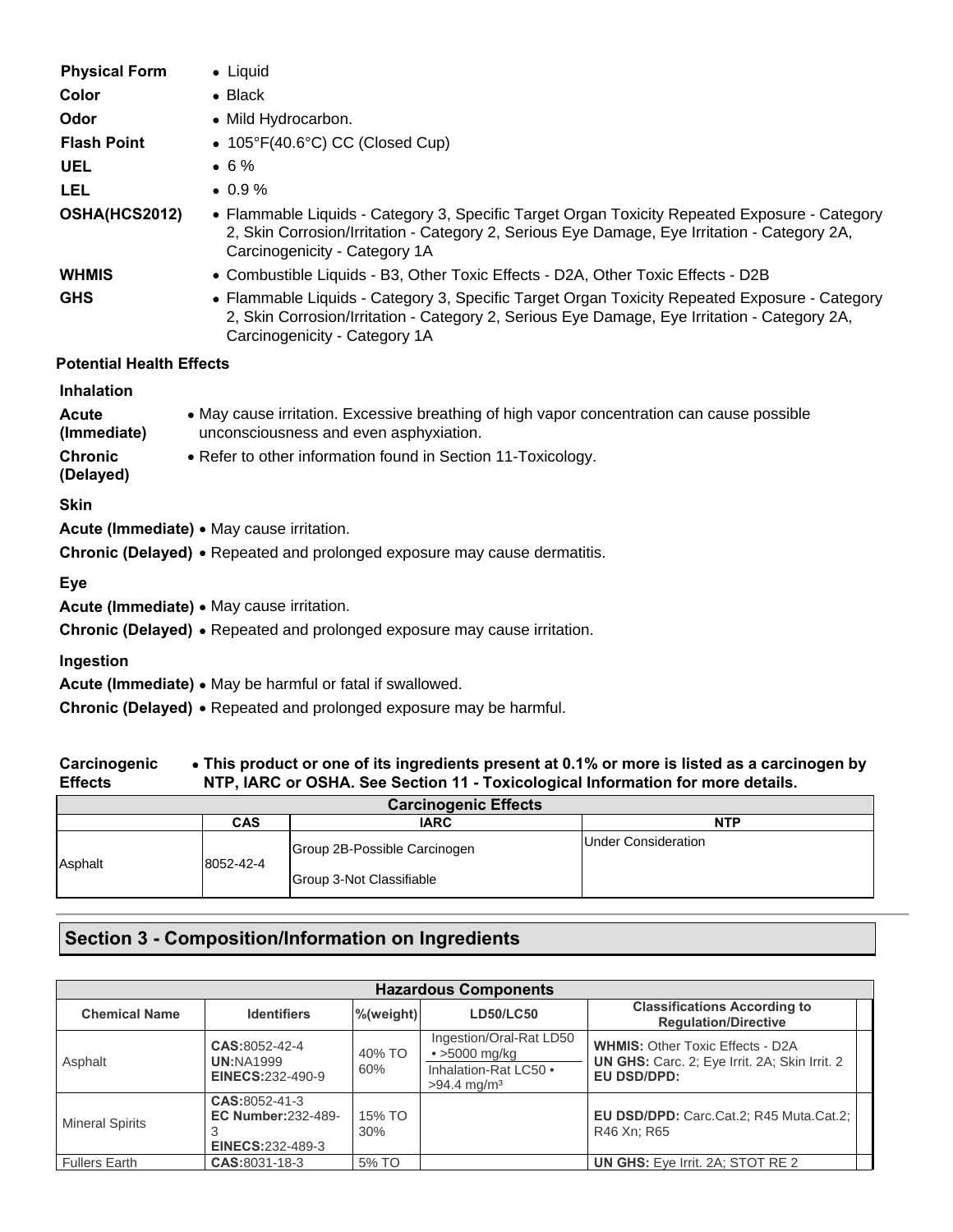| | |
|---|---|
| **Physical Form** | • Liquid |
| **Color** | • Black |
| **Odor** | • Mild Hydrocarbon. |
| **Flash Point** | • 105°F(40.6°C) CC (Closed Cup) |
| **UEL** | • 6 % |
| **LEL** | • 0.9 % |
| **OSHA(HCS2012)** | • Flammable Liquids - Category 3, Specific Target Organ Toxicity Repeated Exposure - Category 2, Skin Corrosion/Irritation - Category 2, Serious Eye Damage, Eye Irritation - Category 2A, Carcinogenicity - Category 1A |
| **WHMIS** | • Combustible Liquids - B3, Other Toxic Effects - D2A, Other Toxic Effects - D2B |
| **GHS** | • Flammable Liquids - Category 3, Specific Target Organ Toxicity Repeated Exposure - Category 2, Skin Corrosion/Irritation - Category 2, Serious Eye Damage, Eye Irritation - Category 2A, Carcinogenicity - Category 1A |

**Potential Health Effects**

**Inhalation**

**Acute (Immediate)** • May cause irritation. Excessive breathing of high vapor concentration can cause possible unconsciousness and even asphyxiation.

**Chronic (Delayed)** • Refer to other information found in Section 11-Toxicology.

**Skin**

**Acute (Immediate)** • May cause irritation.

**Chronic (Delayed)** • Repeated and prolonged exposure may cause dermatitis.

**Eye**

**Acute (Immediate)** • May cause irritation.

**Chronic (Delayed)** • Repeated and prolonged exposure may cause irritation.

**Ingestion**

**Acute (Immediate)** • May be harmful or fatal if swallowed.

**Chronic (Delayed)** • Repeated and prolonged exposure may be harmful.

**Carcinogenic Effects** • **This product or one of its ingredients present at 0.1% or more is listed as a carcinogen by NTP, IARC or OSHA. See Section 11 - Toxicological Information for more details.**

| Carcinogenic Effects | | | |
|---|---|---|---|
| | **CAS** | **IARC** | **NTP** |
| Asphalt | 8052-42-4 | Group 2B-Possible Carcinogen<br>Group 3-Not Classifiable | Under Consideration |

## Section 3 - Composition/Information on Ingredients

| Hazardous Components | | | | |
|---|---|---|---|---|
| **Chemical Name** | **Identifiers** | **%(weight)** | **LD50/LC50** | **Classifications According to Regulation/Directive** |
| Asphalt | **CAS:**8052-42-4<br>**UN:**NA1999<br>**EINECS:**232-490-9 | 40% TO 60% | Ingestion/Oral-Rat LD50 • >5000 mg/kg<br>Inhalation-Rat LC50 • >94.4 mg/m³ | **WHMIS:** Other Toxic Effects - D2A<br>**UN GHS:** Carc. 2; Eye Irrit. 2A; Skin Irrit. 2<br>**EU DSD/DPD:** |
| Mineral Spirits | **CAS:**8052-41-3<br>**EC Number:**232-489-3<br>**EINECS:**232-489-3 | 15% TO 30% | | **EU DSD/DPD:** Carc.Cat.2; R45 Muta.Cat.2; R46 Xn; R65 |
| Fullers Earth | **CAS:**8031-18-3 | 5% TO | | **UN GHS:** Eye Irrit. 2A; STOT RE 2 |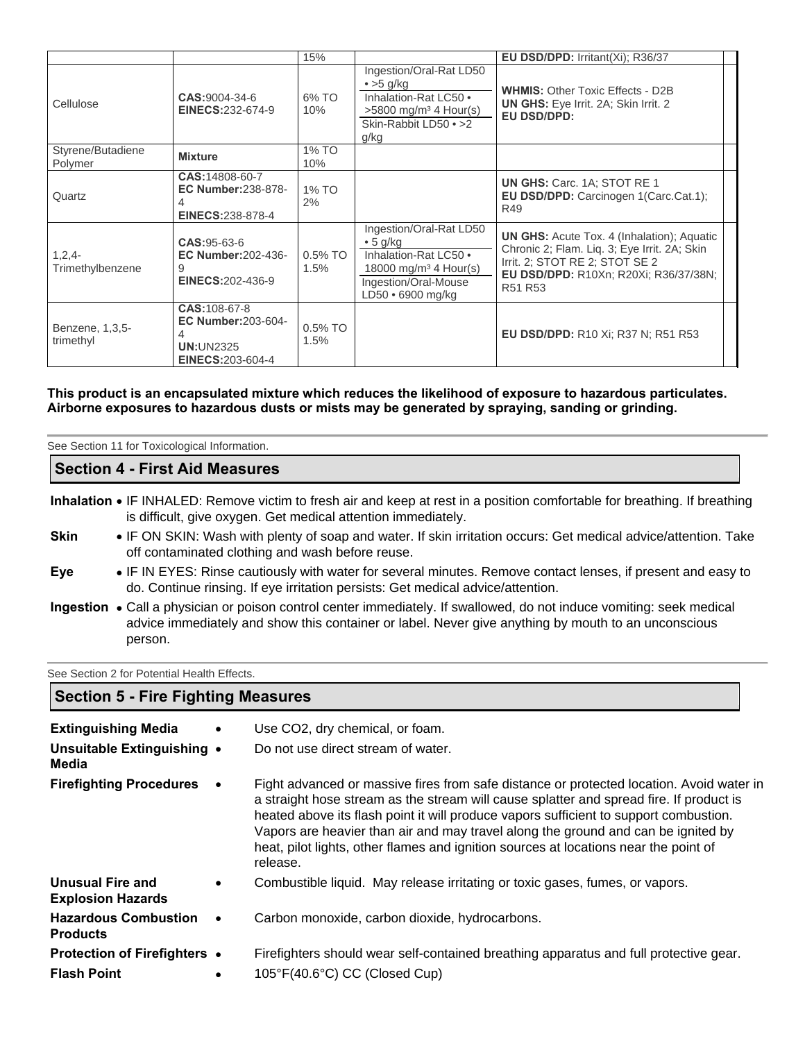| | | 15% | | EU DSD/DPD: Irritant(Xi); R36/37 | |
|---|---|---|---|---|---|
| Cellulose | **CAS:** 9004-34-6<br>**EINECS:** 232-674-9 | 6% TO 10% | Ingestion/Oral-Rat LD50 • >5 g/kg<br>Inhalation-Rat LC50 • >5800 mg/m³ 4 Hour(s)<br>Skin-Rabbit LD50 • >2 g/kg | **WHMIS:** Other Toxic Effects - D2B<br>**UN GHS:** Eye Irrit. 2A; Skin Irrit. 2<br>**EU DSD/DPD:** | |
| Styrene/Butadiene Polymer | **Mixture** | 1% TO 10% | | | |
| Quartz | **CAS:** 14808-60-7<br>**EC Number:** 238-878-4<br>**EINECS:** 238-878-4 | 1% TO 2% | | **UN GHS:** Carc. 1A; STOT RE 1<br>**EU DSD/DPD:** Carcinogen 1(Carc.Cat.1); R49 | |
| 1,2,4-Trimethylbenzene | **CAS:** 95-63-6<br>**EC Number:** 202-436-9<br>**EINECS:** 202-436-9 | 0.5% TO 1.5% | Ingestion/Oral-Rat LD50 • 5 g/kg<br>Inhalation-Rat LC50 • 18000 mg/m³ 4 Hour(s)<br>Ingestion/Oral-Mouse LD50 • 6900 mg/kg | **UN GHS:** Acute Tox. 4 (Inhalation); Aquatic Chronic 2; Flam. Liq. 3; Eye Irrit. 2A; Skin Irrit. 2; STOT RE 2; STOT SE 2<br>**EU DSD/DPD:** R10Xn; R20Xi; R36/37/38N; R51 R53 | |
| Benzene, 1,3,5-trimethyl | **CAS:** 108-67-8<br>**EC Number:** 203-604-4<br>**UN:** UN2325<br>**EINECS:** 203-604-4 | 0.5% TO 1.5% | | **EU DSD/DPD:** R10 Xi; R37 N; R51 R53 | |

**This product is an encapsulated mixture which reduces the likelihood of exposure to hazardous particulates. Airborne exposures to hazardous dusts or mists may be generated by spraying, sanding or grinding.**

See Section 11 for Toxicological Information.

## Section 4 - First Aid Measures

**Inhalation** • IF INHALED: Remove victim to fresh air and keep at rest in a position comfortable for breathing. If breathing is difficult, give oxygen. Get medical attention immediately.

**Skin** • IF ON SKIN: Wash with plenty of soap and water. If skin irritation occurs: Get medical advice/attention. Take off contaminated clothing and wash before reuse.

**Eye** • IF IN EYES: Rinse cautiously with water for several minutes. Remove contact lenses, if present and easy to do. Continue rinsing. If eye irritation persists: Get medical advice/attention.

**Ingestion** • Call a physician or poison control center immediately. If swallowed, do not induce vomiting: seek medical advice immediately and show this container or label. Never give anything by mouth to an unconscious person.

See Section 2 for Potential Health Effects.

## Section 5 - Fire Fighting Measures

**Extinguishing Media** • Use CO2, dry chemical, or foam.

**Unsuitable Extinguishing Media** • Do not use direct stream of water.

**Firefighting Procedures** • Fight advanced or massive fires from safe distance or protected location. Avoid water in a straight hose stream as the stream will cause splatter and spread fire. If product is heated above its flash point it will produce vapors sufficient to support combustion. Vapors are heavier than air and may travel along the ground and can be ignited by heat, pilot lights, other flames and ignition sources at locations near the point of release.

**Unusual Fire and Explosion Hazards** • Combustible liquid. May release irritating or toxic gases, fumes, or vapors.

**Hazardous Combustion Products** • Carbon monoxide, carbon dioxide, hydrocarbons.

**Protection of Firefighters** • Firefighters should wear self-contained breathing apparatus and full protective gear.

**Flash Point** • 105°F(40.6°C) CC (Closed Cup)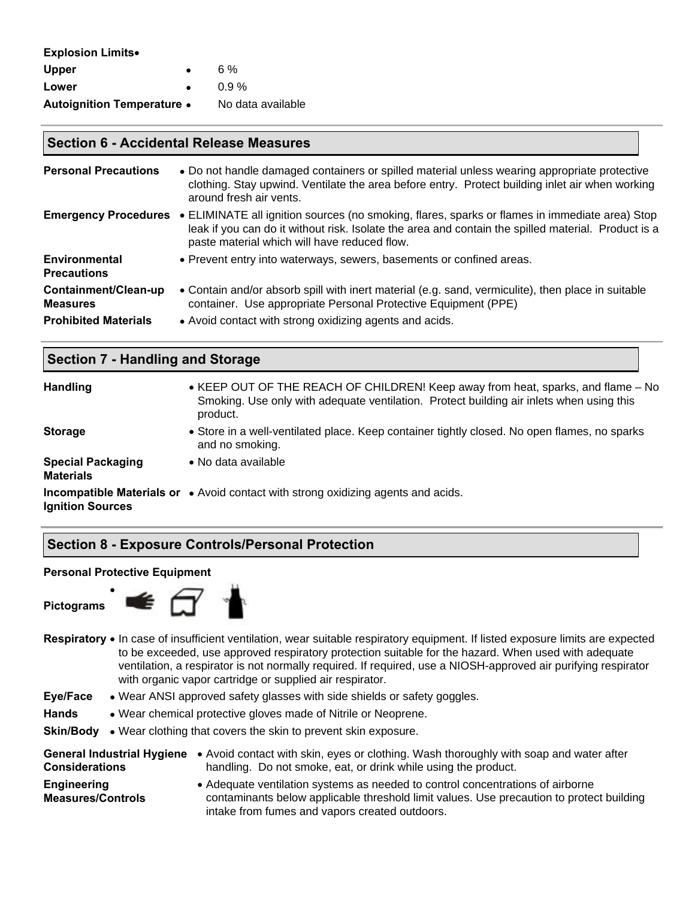**Explosion Limits**

| | |
|---|---|
| **Upper** | 6 % |
| **Lower** | 0.9 % |
| **Autoignition Temperature** | No data available |

## Section 6 - Accidental Release Measures

| | |
|---|---|
| **Personal Precautions** | • Do not handle damaged containers or spilled material unless wearing appropriate protective clothing. Stay upwind. Ventilate the area before entry. Protect building inlet air when working around fresh air vents. |
| **Emergency Procedures** | • ELIMINATE all ignition sources (no smoking, flares, sparks or flames in immediate area) Stop leak if you can do it without risk. Isolate the area and contain the spilled material. Product is a paste material which will have reduced flow. |
| **Environmental Precautions** | • Prevent entry into waterways, sewers, basements or confined areas. |
| **Containment/Clean-up Measures** | • Contain and/or absorb spill with inert material (e.g. sand, vermiculite), then place in suitable container. Use appropriate Personal Protective Equipment (PPE) |
| **Prohibited Materials** | • Avoid contact with strong oxidizing agents and acids. |

## Section 7 - Handling and Storage

| | |
|---|---|
| **Handling** | • KEEP OUT OF THE REACH OF CHILDREN! Keep away from heat, sparks, and flame – No Smoking. Use only with adequate ventilation. Protect building air inlets when using this product. |
| **Storage** | • Store in a well-ventilated place. Keep container tightly closed. No open flames, no sparks and no smoking. |
| **Special Packaging Materials** | • No data available |
| **Incompatible Materials or Ignition Sources** | • Avoid contact with strong oxidizing agents and acids. |

## Section 8 - Exposure Controls/Personal Protection

**Personal Protective Equipment**

**Pictograms**

| | |
|---|---|
| **Respiratory** | • In case of insufficient ventilation, wear suitable respiratory equipment. If listed exposure limits are expected to be exceeded, use approved respiratory protection suitable for the hazard. When used with adequate ventilation, a respirator is not normally required. If required, use a NIOSH-approved air purifying respirator with organic vapor cartridge or supplied air respirator. |
| **Eye/Face** | • Wear ANSI approved safety glasses with side shields or safety goggles. |
| **Hands** | • Wear chemical protective gloves made of Nitrile or Neoprene. |
| **Skin/Body** | • Wear clothing that covers the skin to prevent skin exposure. |

| | |
|---|---|
| **General Industrial Hygiene Considerations** | • Avoid contact with skin, eyes or clothing. Wash thoroughly with soap and water after handling. Do not smoke, eat, or drink while using the product. |
| **Engineering Measures/Controls** | • Adequate ventilation systems as needed to control concentrations of airborne contaminants below applicable threshold limit values. Use precaution to protect building intake from fumes and vapors created outdoors. |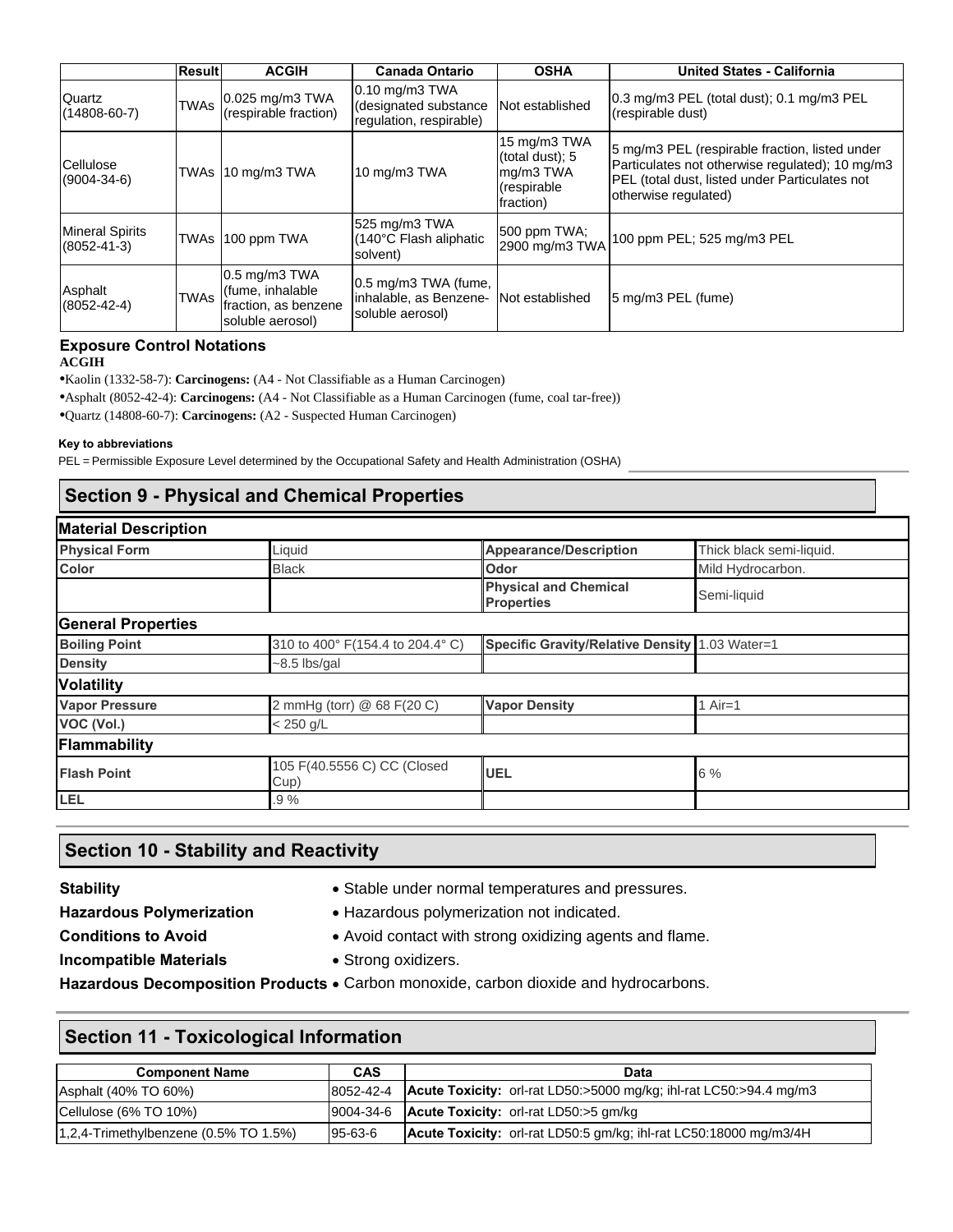| | Result | ACGIH | Canada Ontario | OSHA | United States - California |
|---|---|---|---|---|---|
| Quartz (14808-60-7) | TWAs | 0.025 mg/m3 TWA (respirable fraction) | 0.10 mg/m3 TWA (designated substance regulation, respirable) | Not established | 0.3 mg/m3 PEL (total dust); 0.1 mg/m3 PEL (respirable dust) |
| Cellulose (9004-34-6) | TWAs | 10 mg/m3 TWA | 10 mg/m3 TWA | 15 mg/m3 TWA (total dust); 5 mg/m3 TWA (respirable fraction) | 5 mg/m3 PEL (respirable fraction, listed under Particulates not otherwise regulated); 10 mg/m3 PEL (total dust, listed under Particulates not otherwise regulated) |
| Mineral Spirits (8052-41-3) | TWAs | 100 ppm TWA | 525 mg/m3 TWA (140°C Flash aliphatic solvent) | 500 ppm TWA; 2900 mg/m3 TWA | 100 ppm PEL; 525 mg/m3 PEL |
| Asphalt (8052-42-4) | TWAs | 0.5 mg/m3 TWA (fume, inhalable fraction, as benzene soluble aerosol) | 0.5 mg/m3 TWA (fume, inhalable, as Benzene-soluble aerosol) | Not established | 5 mg/m3 PEL (fume) |

### Exposure Control Notations

**ACGIH**

- Kaolin (1332-58-7): **Carcinogens:** (A4 - Not Classifiable as a Human Carcinogen)
- Asphalt (8052-42-4): **Carcinogens:** (A4 - Not Classifiable as a Human Carcinogen (fume, coal tar-free))
- Quartz (14808-60-7): **Carcinogens:** (A2 - Suspected Human Carcinogen)

**Key to abbreviations**

PEL = Permissible Exposure Level determined by the Occupational Safety and Health Administration (OSHA)

## Section 9 - Physical and Chemical Properties

| **Material Description** | | | |
|---|---|---|---|
| **Physical Form** | Liquid | **Appearance/Description** | Thick black semi-liquid. |
| **Color** | Black | **Odor** | Mild Hydrocarbon. |
| | | **Physical and Chemical Properties** | Semi-liquid |
| **General Properties** | | | |
| **Boiling Point** | 310 to 400° F(154.4 to 204.4° C) | **Specific Gravity/Relative Density** | 1.03 Water=1 |
| **Density** | ~8.5 lbs/gal | | |
| **Volatility** | | | |
| **Vapor Pressure** | 2 mmHg (torr) @ 68 F(20 C) | **Vapor Density** | 1 Air=1 |
| **VOC (Vol.)** | < 250 g/L | | |
| **Flammability** | | | |
| **Flash Point** | 105 F(40.5556 C) CC (Closed Cup) | **UEL** | 6 % |
| **LEL** | .9 % | | |

## Section 10 - Stability and Reactivity

**Stability** • Stable under normal temperatures and pressures.

**Hazardous Polymerization** • Hazardous polymerization not indicated.

**Conditions to Avoid** • Avoid contact with strong oxidizing agents and flame.

**Incompatible Materials** • Strong oxidizers.

**Hazardous Decomposition Products** • Carbon monoxide, carbon dioxide and hydrocarbons.

## Section 11 - Toxicological Information

| Component Name | CAS | Data |
|---|---|---|
| Asphalt (40% TO 60%) | 8052-42-4 | **Acute Toxicity:** orl-rat LD50:>5000 mg/kg; ihl-rat LC50:>94.4 mg/m3 |
| Cellulose (6% TO 10%) | 9004-34-6 | **Acute Toxicity:** orl-rat LD50:>5 gm/kg |
| 1,2,4-Trimethylbenzene (0.5% TO 1.5%) | 95-63-6 | **Acute Toxicity:** orl-rat LD50:5 gm/kg; ihl-rat LC50:18000 mg/m3/4H |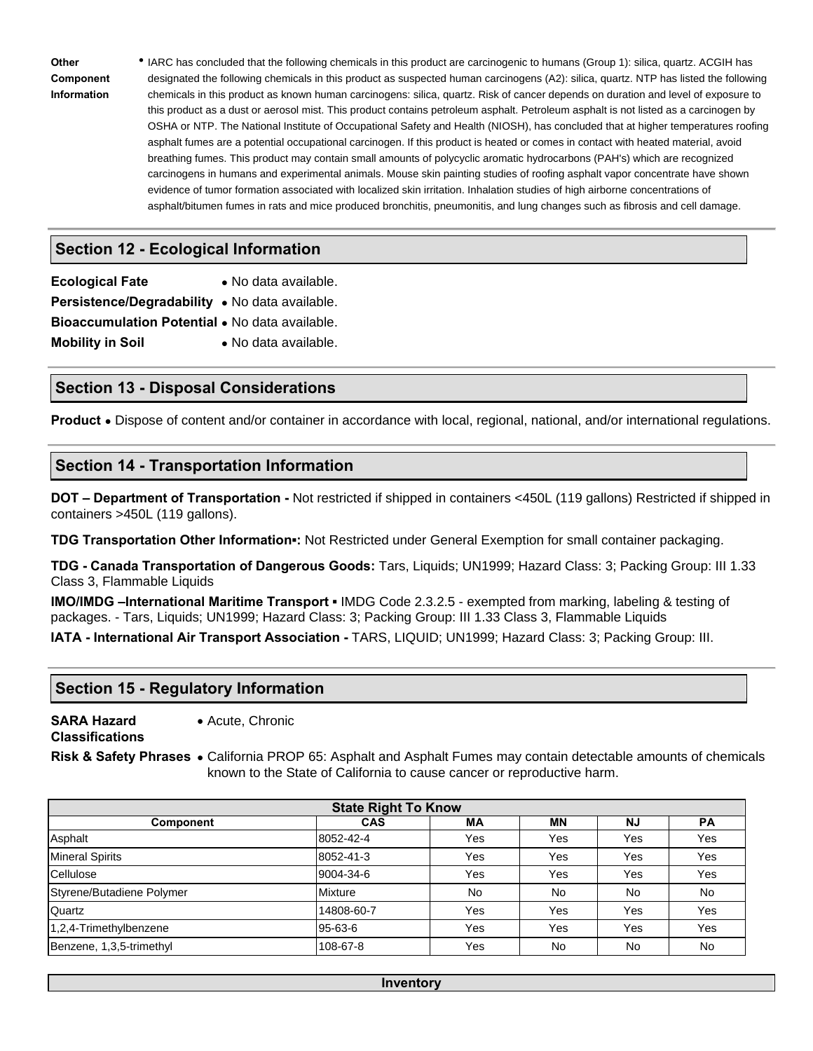**Other Component Information**

- IARC has concluded that the following chemicals in this product are carcinogenic to humans (Group 1): silica, quartz. ACGIH has designated the following chemicals in this product as suspected human carcinogens (A2): silica, quartz. NTP has listed the following chemicals in this product as known human carcinogens: silica, quartz. Risk of cancer depends on duration and level of exposure to this product as a dust or aerosol mist. This product contains petroleum asphalt. Petroleum asphalt is not listed as a carcinogen by OSHA or NTP. The National Institute of Occupational Safety and Health (NIOSH), has concluded that at higher temperatures roofing asphalt fumes are a potential occupational carcinogen. If this product is heated or comes in contact with heated material, avoid breathing fumes. This product may contain small amounts of polycyclic aromatic hydrocarbons (PAH's) which are recognized carcinogens in humans and experimental animals. Mouse skin painting studies of roofing asphalt vapor concentrate have shown evidence of tumor formation associated with localized skin irritation. Inhalation studies of high airborne concentrations of asphalt/bitumen fumes in rats and mice produced bronchitis, pneumonitis, and lung changes such as fibrosis and cell damage.

## Section 12 - Ecological Information

**Ecological Fate** • No data available.

**Persistence/Degradability** • No data available.

**Bioaccumulation Potential** • No data available.

**Mobility in Soil** • No data available.

## Section 13 - Disposal Considerations

**Product** • Dispose of content and/or container in accordance with local, regional, national, and/or international regulations.

## Section 14 - Transportation Information

**DOT – Department of Transportation -** Not restricted if shipped in containers <450L (119 gallons) Restricted if shipped in containers >450L (119 gallons).

**TDG Transportation Other Information▪:** Not Restricted under General Exemption for small container packaging.

**TDG - Canada Transportation of Dangerous Goods:** Tars, Liquids; UN1999; Hazard Class: 3; Packing Group: III 1.33 Class 3, Flammable Liquids

**IMO/IMDG –International Maritime Transport ▪** IMDG Code 2.3.2.5 - exempted from marking, labeling & testing of packages. - Tars, Liquids; UN1999; Hazard Class: 3; Packing Group: III 1.33 Class 3, Flammable Liquids

**IATA - International Air Transport Association -** TARS, LIQUID; UN1999; Hazard Class: 3; Packing Group: III.

## Section 15 - Regulatory Information

**SARA Hazard Classifications** • Acute, Chronic

**Risk & Safety Phrases** • California PROP 65: Asphalt and Asphalt Fumes may contain detectable amounts of chemicals known to the State of California to cause cancer or reproductive harm.

| State Right To Know | | | | | |
|---|---|---|---|---|---|
| **Component** | **CAS** | **MA** | **MN** | **NJ** | **PA** |
| Asphalt | 8052-42-4 | Yes | Yes | Yes | Yes |
| Mineral Spirits | 8052-41-3 | Yes | Yes | Yes | Yes |
| Cellulose | 9004-34-6 | Yes | Yes | Yes | Yes |
| Styrene/Butadiene Polymer | Mixture | No | No | No | No |
| Quartz | 14808-60-7 | Yes | Yes | Yes | Yes |
| 1,2,4-Trimethylbenzene | 95-63-6 | Yes | Yes | Yes | Yes |
| Benzene, 1,3,5-trimethyl | 108-67-8 | Yes | No | No | No |

**Inventory**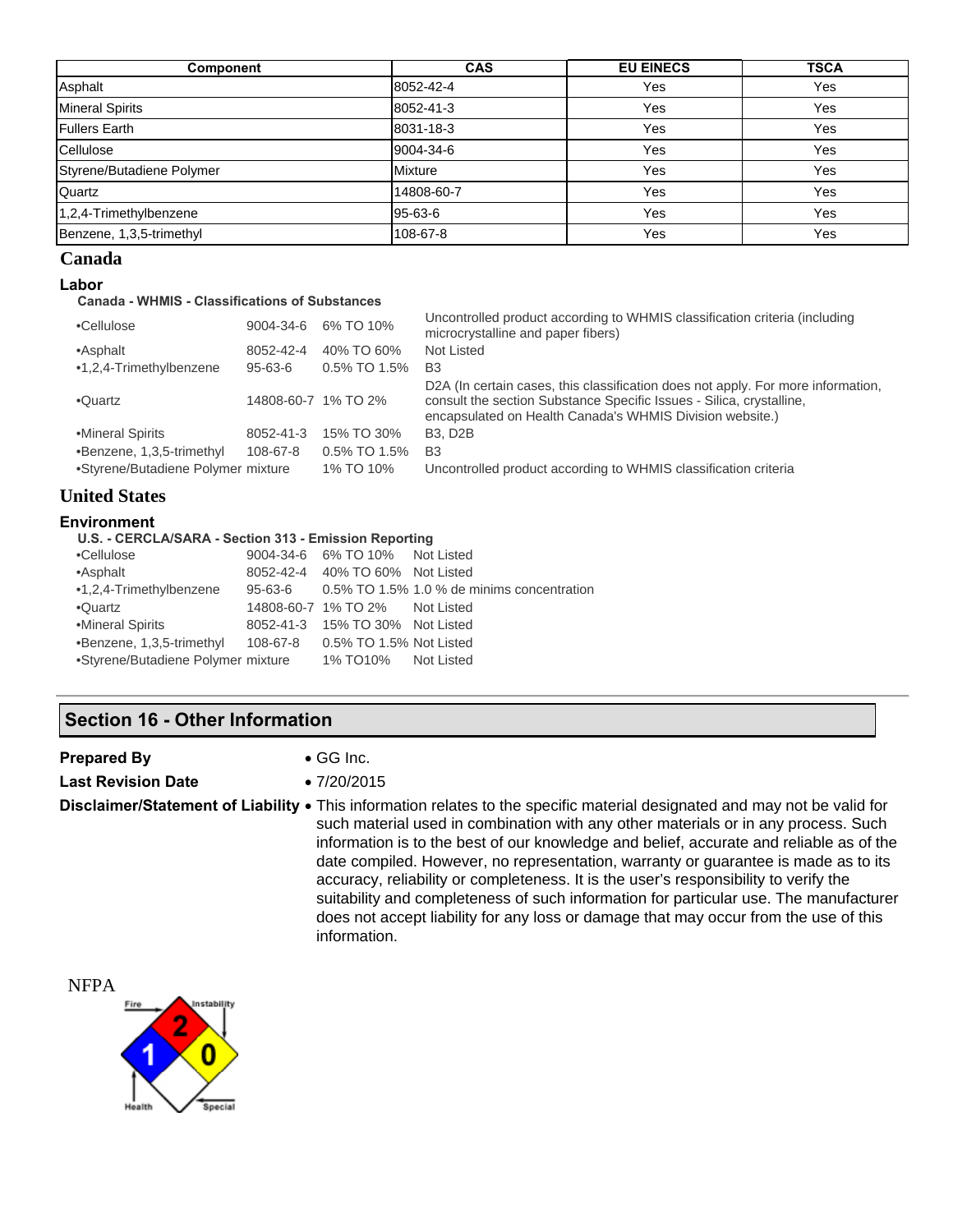| Component | CAS | EU EINECS | TSCA |
|---|---|---|---|
| Asphalt | 8052-42-4 | Yes | Yes |
| Mineral Spirits | 8052-41-3 | Yes | Yes |
| Fullers Earth | 8031-18-3 | Yes | Yes |
| Cellulose | 9004-34-6 | Yes | Yes |
| Styrene/Butadiene Polymer | Mixture | Yes | Yes |
| Quartz | 14808-60-7 | Yes | Yes |
| 1,2,4-Trimethylbenzene | 95-63-6 | Yes | Yes |
| Benzene, 1,3,5-trimethyl | 108-67-8 | Yes | Yes |

## Canada

### Labor

**Canada - WHMIS - Classifications of Substances**

| | | | |
|---|---|---|---|
| •Cellulose | 9004-34-6 | 6% TO 10% | Uncontrolled product according to WHMIS classification criteria (including microcrystalline and paper fibers) |
| •Asphalt | 8052-42-4 | 40% TO 60% | Not Listed |
| •1,2,4-Trimethylbenzene | 95-63-6 | 0.5% TO 1.5% | B3 |
| •Quartz | 14808-60-7 | 1% TO 2% | D2A (In certain cases, this classification does not apply. For more information, consult the section Substance Specific Issues - Silica, crystalline, encapsulated on Health Canada's WHMIS Division website.) |
| •Mineral Spirits | 8052-41-3 | 15% TO 30% | B3, D2B |
| •Benzene, 1,3,5-trimethyl | 108-67-8 | 0.5% TO 1.5% | B3 |
| •Styrene/Butadiene Polymer | mixture | 1% TO 10% | Uncontrolled product according to WHMIS classification criteria |

## United States

### Environment

**U.S. - CERCLA/SARA - Section 313 - Emission Reporting**

| | | | |
|---|---|---|---|
| •Cellulose | 9004-34-6 | 6% TO 10% | Not Listed |
| •Asphalt | 8052-42-4 | 40% TO 60% | Not Listed |
| •1,2,4-Trimethylbenzene | 95-63-6 | 0.5% TO 1.5% | 1.0 % de minims concentration |
| •Quartz | 14808-60-7 | 1% TO 2% | Not Listed |
| •Mineral Spirits | 8052-41-3 | 15% TO 30% | Not Listed |
| •Benzene, 1,3,5-trimethyl | 108-67-8 | 0.5% TO 1.5% | Not Listed |
| •Styrene/Butadiene Polymer | mixture | 1% TO10% | Not Listed |

## Section 16 - Other Information

**Prepared By** • GG Inc.

**Last Revision Date** • 7/20/2015

**Disclaimer/Statement of Liability** • This information relates to the specific material designated and may not be valid for such material used in combination with any other materials or in any process. Such information is to the best of our knowledge and belief, accurate and reliable as of the date compiled. However, no representation, warranty or guarantee is made as to its accuracy, reliability or completeness. It is the user's responsibility to verify the suitability and completeness of such information for particular use. The manufacturer does not accept liability for any loss or damage that may occur from the use of this information.

NFPA

Fire
2
Instability
0
Health
1
Special